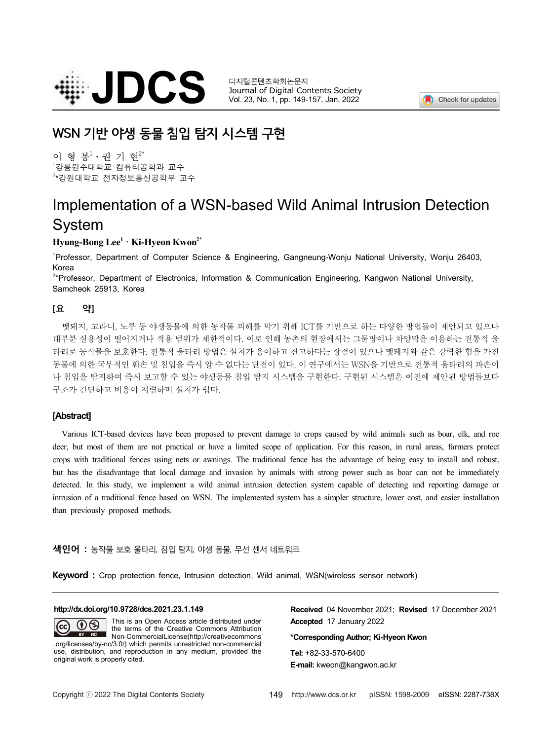# WSN 기반 야생 동물 침입 탐지 시스템 구현

이 형 봉[1] · 권 기 현[2*]

[1]강릉원주대학교 컴퓨터공학과 교수
[2]*강원대학교 전자정보통신공학부 교수

# Implementation of a WSN-based Wild Animal Intrusion Detection System

**Hyung-Bong Lee[1] · Ki-Hyeon Kwon[2*]**

[1]Professor, Department of Computer Science & Engineering, Gangneung-Wonju National University, Wonju 26403, Korea
[2]*Professor, Department of Electronics, Information & Communication Engineering, Kangwon National University, Samcheok 25913, Korea

## [요 약]

멧돼지, 고라니, 노루 등 야생동물에 의한 농작물 피해를 막기 위해 ICT를 기반으로 하는 다양한 방법들이 제안되고 있으나 대부분 실용성이 떨어지거나 적용 범위가 제한적이다. 이로 인해 농촌의 현장에서는 그물망이나 차양막을 이용하는 전통적 울타리로 농작물을 보호한다. 전통적 울타리 방법은 설치가 용이하고 견고하다는 장점이 있으나 멧돼지와 같은 강력한 힘을 가진 동물에 의한 국부적인 훼손 및 침입을 즉시 알 수 없다는 단점이 있다. 이 연구에서는 WSN을 기반으로 전통적 울타리의 파손이나 침입을 탐지하여 즉시 보고할 수 있는 야생동물 침입 탐지 시스템을 구현한다. 구현된 시스템은 이전에 제안된 방법들보다 구조가 간단하고 비용이 저렴하며 설치가 쉽다.

## [Abstract]

Various ICT-based devices have been proposed to prevent damage to crops caused by wild animals such as boar, elk, and roe deer, but most of them are not practical or have a limited scope of application. For this reason, in rural areas, farmers protect crops with traditional fences using nets or awnings. The traditional fence has the advantage of being easy to install and robust, but has the disadvantage that local damage and invasion by animals with strong power such as boar can not be immediately detected. In this study, we implement a wild animal intrusion detection system capable of detecting and reporting damage or intrusion of a traditional fence based on WSN. The implemented system has a simpler structure, lower cost, and easier installation than previously proposed methods.

**색인어 :** 농작물 보호 울타리, 침입 탐지, 야생 동물, 무선 센서 네트워크

**Keyword :** Crop protection fence, Intrusion detection, Wild animal, WSN(wireless sensor network)

---

**http://dx.doi.org/10.9728/dcs.2021.23.1.149**

This is an Open Access article distributed under the terms of the Creative Commons Attribution Non-CommercialLicense(http://creativecommons.org/licenses/by-nc/3.0/) which permits unrestricted non-commercial use, distribution, and reproduction in any medium, provided the original work is properly cited.

**Received** 04 November 2021; **Revised** 17 December 2021
**Accepted** 17 January 2022

***Corresponding Author; Ki-Hyeon Kwon**

**Tel:** +82-33-570-6400
**E-mail:** kweon@kangwon.ac.kr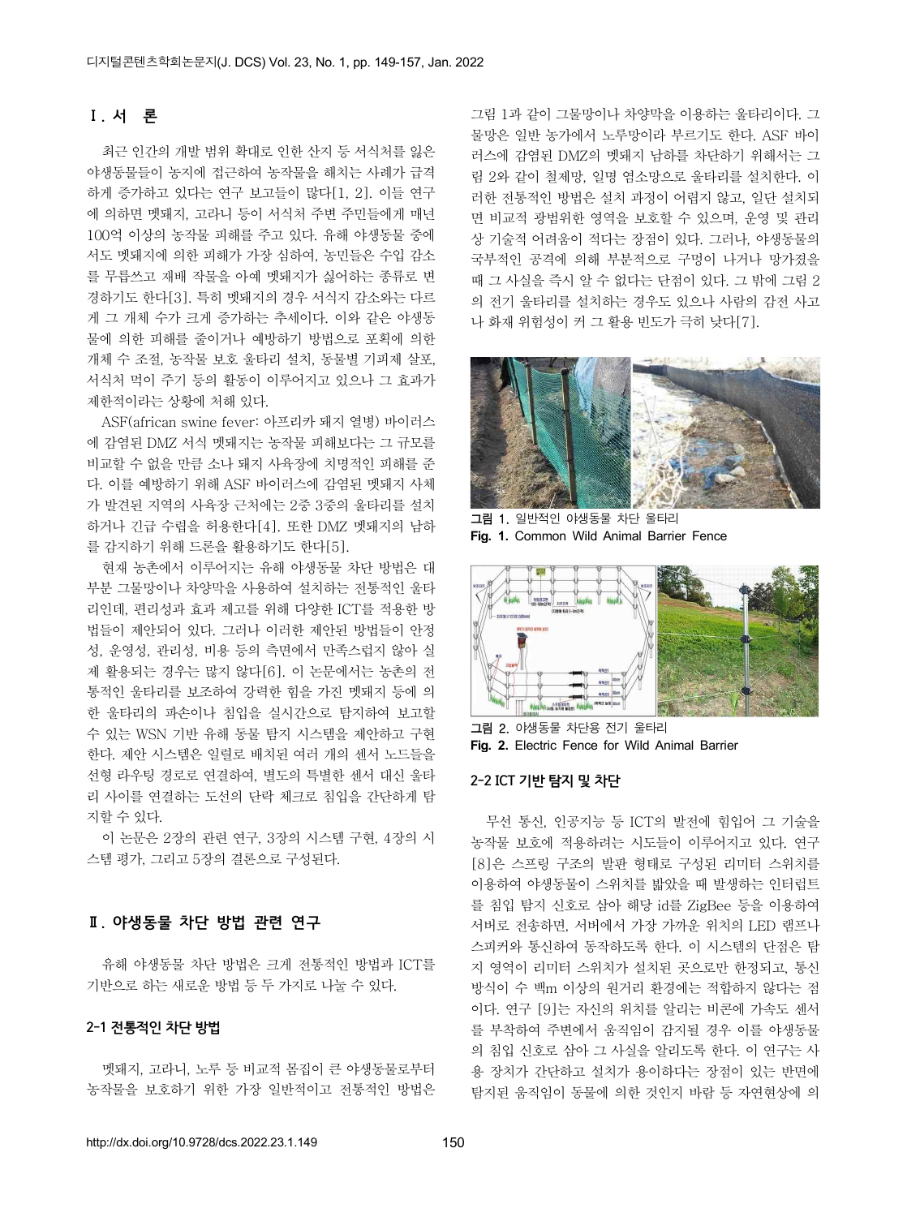## Ⅰ. 서 론

최근 인간의 개발 범위 확대로 인한 산지 등 서식처를 잃은 야생동물들이 농지에 접근하여 농작물을 해치는 사례가 급격하게 증가하고 있다는 연구 보고들이 많다[1, 2]. 이들 연구에 의하면 멧돼지, 고라니 등이 서식처 주변 주민들에게 매년 100억 이상의 농작물 피해를 주고 있다. 유해 야생동물 중에서도 멧돼지에 의한 피해가 가장 심하여, 농민들은 수입 감소를 무릅쓰고 재배 작물을 아예 멧돼지가 싫어하는 종류로 변경하기도 한다[3]. 특히 멧돼지의 경우 서식지 감소와는 다르게 그 개체 수가 크게 증가하는 추세이다. 이와 같은 야생동물에 의한 피해를 줄이거나 예방하기 방법으로 포획에 의한 개체 수 조절, 농작물 보호 울타리 설치, 동물별 기피제 살포, 서식처 먹이 주기 등의 활동이 이루어지고 있으나 그 효과가 제한적이라는 상황에 처해 있다.

ASF(african swine fever: 아프리카 돼지 열병) 바이러스에 감염된 DMZ 서식 멧돼지는 농작물 피해보다는 그 규모를 비교할 수 없을 만큼 소나 돼지 사육장에 치명적인 피해를 준다. 이를 예방하기 위해 ASF 바이러스에 감염된 멧돼지 사체가 발견된 지역의 사육장 근처에는 2중 3중의 울타리를 설치하거나 긴급 수렵을 허용한다[4]. 또한 DMZ 멧돼지의 남하를 감지하기 위해 드론을 활용하기도 한다[5].

현재 농촌에서 이루어지는 유해 야생동물 차단 방법은 대부분 그물망이나 차양막을 사용하여 설치하는 전통적인 울타리인데, 편리성과 효과 제고를 위해 다양한 ICT를 적용한 방법들이 제안되어 있다. 그러나 이러한 제안된 방법들이 안정성, 운영성, 관리성, 비용 등의 측면에서 만족스럽지 않아 실제 활용되는 경우는 많지 않다[6]. 이 논문에서는 농촌의 전통적인 울타리를 보조하여 강력한 힘을 가진 멧돼지 등에 의한 울타리의 파손이나 침입을 실시간으로 탐지하여 보고할 수 있는 WSN 기반 유해 동물 탐지 시스템을 제안하고 구현한다. 제안 시스템은 일렬로 배치된 여러 개의 센서 노드들을 선형 라우팅 경로로 연결하여, 별도의 특별한 센서 대신 울타리 사이를 연결하는 도선의 단락 체크로 침입을 간단하게 탐지할 수 있다.

이 논문은 2장의 관련 연구, 3장의 시스템 구현, 4장의 시스템 평가, 그리고 5장의 결론으로 구성된다.

## Ⅱ. 야생동물 차단 방법 관련 연구

유해 야생동물 차단 방법은 크게 전통적인 방법과 ICT를 기반으로 하는 새로운 방법 등 두 가지로 나눌 수 있다.

### 2-1 전통적인 차단 방법

멧돼지, 고라니, 노루 등 비교적 몸집이 큰 야생동물로부터 농작물을 보호하기 위한 가장 일반적이고 전통적인 방법은 그림 1과 같이 그물망이나 차양막을 이용하는 울타리이다. 그물망은 일반 농가에서 노루망이라 부르기도 한다. ASF 바이러스에 감염된 DMZ의 멧돼지 남하를 차단하기 위해서는 그림 2와 같이 철제망, 일명 염소망으로 울타리를 설치한다. 이러한 전통적인 방법은 설치 과정이 어렵지 않고, 일단 설치되면 비교적 광범위한 영역을 보호할 수 있으며, 운영 및 관리상 기술적 어려움이 적다는 장점이 있다. 그러나, 야생동물의 국부적인 공격에 의해 부분적으로 구멍이 나거나 망가졌을 때 그 사실을 즉시 알 수 없다는 단점이 있다. 그 밖에 그림 2의 전기 울타리를 설치하는 경우도 있으나 사람의 감전 사고나 화재 위험성이 커 그 활용 빈도가 극히 낮다[7].

그림 1. 일반적인 야생동물 차단 울타리
Fig. 1. Common Wild Animal Barrier Fence

그림 2. 야생동물 차단용 전기 울타리
Fig. 2. Electric Fence for Wild Animal Barrier

### 2-2 ICT 기반 탐지 및 차단

무선 통신, 인공지능 등 ICT의 발전에 힘입어 그 기술을 농작물 보호에 적용하려는 시도들이 이루어지고 있다. 연구[8]은 스프링 구조의 발판 형태로 구성된 리미터 스위치를 이용하여 야생동물이 스위치를 밟았을 때 발생하는 인터럽트를 침입 탐지 신호로 삼아 해당 id를 ZigBee 등을 이용하여 서버로 전송하면, 서버에서 가장 가까운 위치의 LED 램프나 스피커와 통신하여 동작하도록 한다. 이 시스템의 단점은 탐지 영역이 리미터 스위치가 설치된 곳으로만 한정되고, 통신 방식이 수 백m 이상의 원거리 환경에는 적합하지 않다는 점이다. 연구 [9]는 자신의 위치를 알리는 비콘에 가속도 센서를 부착하여 주변에서 움직임이 감지될 경우 이를 야생동물의 침입 신호로 삼아 그 사실을 알리도록 한다. 이 연구는 사용 장치가 간단하고 설치가 용이하다는 장점이 있는 반면에 탐지된 움직임이 동물에 의한 것인지 바람 등 자연현상에 의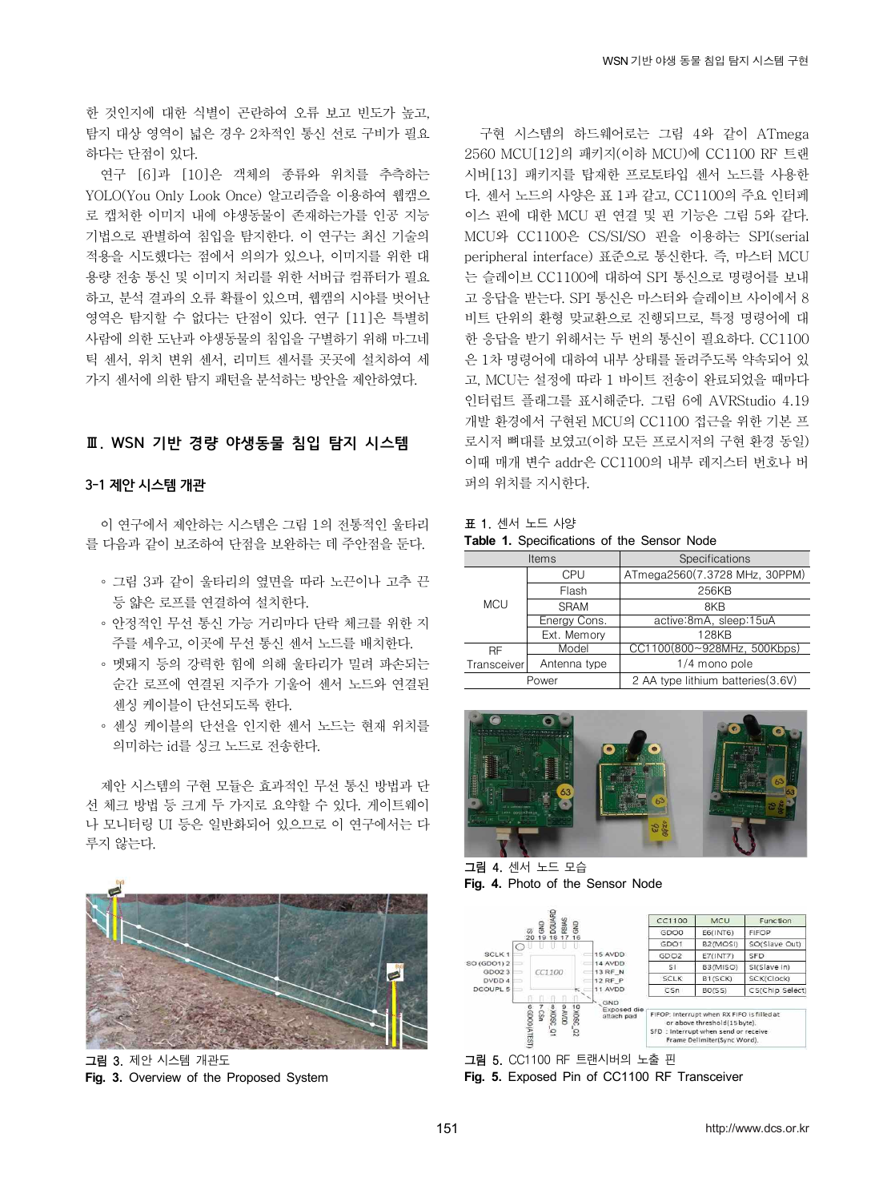한 것인지에 대한 식별이 곤란하여 오류 보고 빈도가 높고, 탐지 대상 영역이 넓은 경우 2차적인 통신 선로 구비가 필요하다는 단점이 있다.

연구 [6]과 [10]은 객체의 종류와 위치를 추측하는 YOLO(You Only Look Once) 알고리즘을 이용하여 웹캠으로 캡처한 이미지 내에 야생동물이 존재하는가를 인공 지능 기법으로 판별하여 침입을 탐지한다. 이 연구는 최신 기술의 적용을 시도했다는 점에서 의의가 있으나, 이미지를 위한 대용량 전송 통신 및 이미지 처리를 위한 서버급 컴퓨터가 필요하고, 분석 결과의 오류 확률이 있으며, 웹캠의 시야를 벗어난 영역은 탐지할 수 없다는 단점이 있다. 연구 [11]은 특별히 사람에 의한 도난과 야생동물의 침입을 구별하기 위해 마그네틱 센서, 위치 변위 센서, 리미트 센서를 곳곳에 설치하여 세 가지 센서에 의한 탐지 패턴을 분석하는 방안을 제안하였다.

## Ⅲ. WSN 기반 경량 야생동물 침입 탐지 시스템

### 3-1 제안 시스템 개관

이 연구에서 제안하는 시스템은 그림 1의 전통적인 울타리를 다음과 같이 보조하여 단점을 보완하는 데 주안점을 둔다.

- 그림 3과 같이 울타리의 옆면을 따라 노끈이나 고추 끈 등 얇은 로프를 연결하여 설치한다.
- 안정적인 무선 통신 가능 거리마다 단락 체크를 위한 지주를 세우고, 이곳에 무선 통신 센서 노드를 배치한다.
- 멧돼지 등의 강력한 힘에 의해 울타리가 밀려 파손되는 순간 로프에 연결된 지주가 기울어 센서 노드와 연결된 센싱 케이블이 단선되도록 한다.
- 센싱 케이블의 단선을 인지한 센서 노드는 현재 위치를 의미하는 id를 싱크 노드로 전송한다.

제안 시스템의 구현 모듈은 효과적인 무선 통신 방법과 단선 체크 방법 등 크게 두 가지로 요약할 수 있다. 게이트웨이나 모니터링 UI 등은 일반화되어 있으므로 이 연구에서는 다루지 않는다.

그림 3. 제안 시스템 개관도
Fig. 3. Overview of the Proposed System

구현 시스템의 하드웨어로는 그림 4와 같이 ATmega 2560 MCU[12]의 패키지(이하 MCU)에 CC1100 RF 트랜시버[13] 패키지를 탑재한 프로토타입 센서 노드를 사용한다. 센서 노드의 사양은 표 1과 같고, CC1100의 주요 인터페이스 핀에 대한 MCU 핀 연결 및 핀 기능은 그림 5와 같다. MCU와 CC1100은 CS/SI/SO 핀을 이용하는 SPI(serial peripheral interface) 표준으로 통신한다. 즉, 마스터 MCU는 슬레이브 CC1100에 대하여 SPI 통신으로 명령어를 보내고 응답을 받는다. SPI 통신은 마스터와 슬레이브 사이에서 8비트 단위의 환형 맞교환으로 진행되므로, 특정 명령어에 대한 응답을 받기 위해서는 두 번의 통신이 필요하다. CC1100은 1차 명령어에 대하여 내부 상태를 돌려주도록 약속되어 있고, MCU는 설정에 따라 1 바이트 전송이 완료되었을 때마다 인터럽트 플래그를 표시해준다. 그림 6에 AVRStudio 4.19 개발 환경에서 구현된 MCU의 CC1100 접근을 위한 기본 프로시저 뼈대를 보였고(이하 모든 프로시저의 구현 환경 동일) 이때 매개 변수 addr은 CC1100의 내부 레지스터 번호나 버퍼의 위치를 지시한다.

표 1. 센서 노드 사양
Table 1. Specifications of the Sensor Node

| Items | | Specifications |
|---|---|---|
| MCU | CPU | ATmega2560(7.3728 MHz, 30PPM) |
| | Flash | 256KB |
| | SRAM | 8KB |
| | Energy Cons. | active:8mA, sleep:15uA |
| | Ext. Memory | 128KB |
| RF Transceiver | Model | CC1100(800~928MHz, 500Kbps) |
| | Antenna type | 1/4 mono pole |
| Power | | 2 AA type lithium batteries(3.6V) |

그림 4. 센서 노드 모습
Fig. 4. Photo of the Sensor Node

| CC1100 | MCU | Function |
|---|---|---|
| GDO0 | E6(INT6) | FIFOP |
| GDO1 | B2(MOSI) | SO(Slave Out) |
| GDO2 | E7(INT7) | SFD |
| SI | B3(MISO) | SI(Slave In) |
| SCLK | B1(SCK) | SCK(Clock) |
| CSn | B0(SS) | CS(Chip Select) |

FIFOP: Interrupt when RX FIFO is filled at or above threshold(15byte).
SFD : Interrupt when send or receive Frame Delimiter(Sync Word).

그림 5. CC1100 RF 트랜시버의 노출 핀
Fig. 5. Exposed Pin of CC1100 RF Transceiver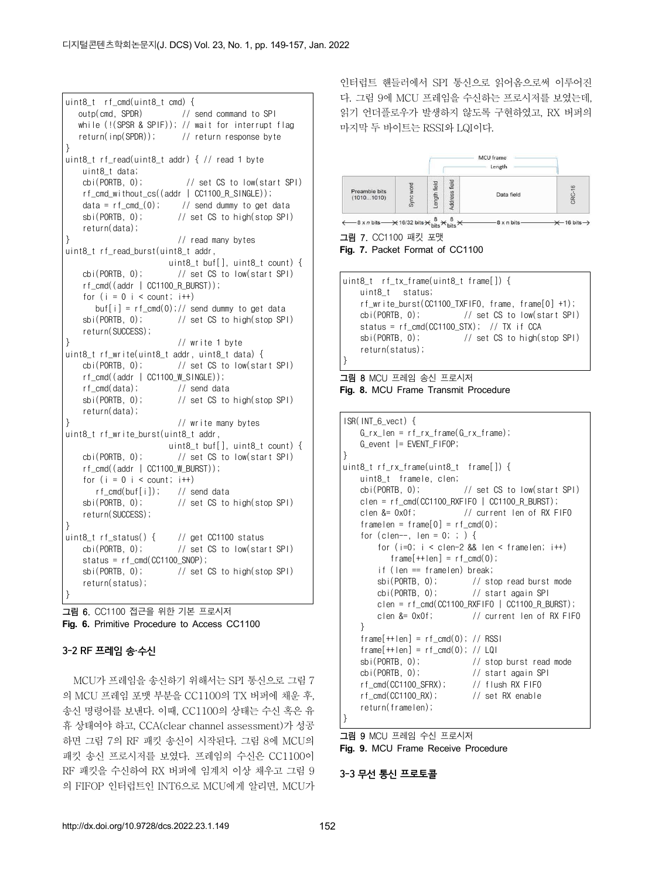```
uint8_t  rf_cmd(uint8_t cmd) {
   outp(cmd, SPDR)         // send command to SPI
   while (!(SPSR & SPIF)); // wait for interrupt flag
   return(inp(SPDR));      // return response byte
}
uint8_t rf_read(uint8_t addr) { // read 1 byte
    uint8_t data;
    cbi(PORTB, 0);          // set CS to low(start SPI)
    rf_cmd_without_cs((addr | CC1100_R_SINGLE));
    data = rf_cmd_(0);      // send dummy to get data
    sbi(PORTB, 0);          // set CS to high(stop SPI)
    return(data);
}                           // read many bytes
uint8_t rf_read_burst(uint8_t addr,
                     uint8_t buf[], uint8_t count) {
    cbi(PORTB, 0);          // set CS to low(start SPI)
    rf_cmd((addr | CC1100_R_BURST));
    for (i = 0 i < count; i++)
       buf[i] = rf_cmd(0);// send dummy to get data
    sbi(PORTB, 0);          // set CS to high(stop SPI)
    return(SUCCESS);
}                           // write 1 byte
uint8_t rf_write(uint8_t addr, uint8_t data) {
    cbi(PORTB, 0);          // set CS to low(start SPI)
    rf_cmd((addr | CC1100_W_SINGLE));
    rf_cmd(data);           // send data
    sbi(PORTB, 0);          // set CS to high(stop SPI)
    return(data);
}                           // write many bytes
uint8_t rf_write_burst(uint8_t addr,
                     uint8_t buf[], uint8_t count) {
    cbi(PORTB, 0);          // set CS to low(start SPI)
    rf_cmd((addr | CC1100_W_BURST));
    for (i = 0 i < count; i++)
       rf_cmd(buf[i]);      // send data
    sbi(PORTB, 0);          // set CS to high(stop SPI)
    return(SUCCESS);
}
uint8_t rf_status() {       // get CC1100 status
    cbi(PORTB, 0);          // set CS to low(start SPI)
    status = rf_cmd(CC1100_SNOP);
    sbi(PORTB, 0);          // set CS to high(stop SPI)
    return(status);
}
```

그림 6. CC1100 접근을 위한 기본 프로시저
Fig. 6. Primitive Procedure to Access CC1100

### 3-2 RF 프레임 송·수신

MCU가 프레임을 송신하기 위해서는 SPI 통신으로 그림 7의 MCU 프레임 포맷 부분을 CC1100의 TX 버퍼에 채운 후, 송신 명령어를 보낸다. 이때, CC1100의 상태는 수신 혹은 유휴 상태여야 하고, CCA(clear channel assessment)가 성공하면 그림 7의 RF 패킷 송신이 시작된다. 그림 8에 MCU의 패킷 송신 프로시저를 보였다. 프레임의 수신은 CC1100이 RF 패킷을 수신하여 RX 버퍼에 임계치 이상 채우고 그림 9의 FIFOP 인터럽트인 INT6으로 MCU에게 알리면, MCU가 인터럽트 핸들러에서 SPI 통신으로 읽어옴으로써 이루어진다. 그림 9에 MCU 프레임을 수신하는 프로시저를 보였는데, 읽기 언더플로우가 발생하지 않도록 구현하였고, RX 버퍼의 마지막 두 바이트는 RSSI와 LQI이다.

| Preamble bits (1010...1010) | Sync word | Length field | Address field | Data field | CRC-16 |
|---|---|---|---|---|---|
| 8 x n bits | 16/32 bits | 8 bits | 8 bits | 8 x n bits | 16 bits |

(MCU frame: Length field ~ Data field; Length: Address field ~ Data field)

그림 7. CC1100 패킷 포맷
Fig. 7. Packet Format of CC1100

```
uint8_t  rf_tx_frame(uint8_t frame[]) {
    uint8_t   status;
    rf_write_burst(CC1100_TXFIFO, frame, frame[0] +1);
    cbi(PORTB, 0);          // set CS to low(start SPI)
    status = rf_cmd(CC1100_STX);  // TX if CCA
    sbi(PORTB, 0);          // set CS to high(stop SPI)
    return(status);
}
```

그림 8 MCU 프레임 송신 프로시저
Fig. 8. MCU Frame Transmit Procedure

```
ISR(INT_6_vect) {
    G_rx_len = rf_rx_frame(G_rx_frame);
    G_event |= EVENT_FIFOP;
}
uint8_t rf_rx_frame(uint8_t  frame[]) {
    uint8_t  framele, clen;
    cbi(PORTB, 0);          // set CS to low(start SPI)
    clen = rf_cmd(CC1100_RXFIFO | CC1100_R_BURST);
    clen &= 0x0f;           // current len of RX FIFO
    framelen = frame[0] = rf_cmd(0);
    for (clen--, len = 0; ; ) {
        for (i=0; i < clen-2 && len < framelen; i++)
           frame[++len] = rf_cmd(0);
        if (len == framelen) break;
        sbi(PORTB, 0);        // stop read burst mode
        cbi(PORTB, 0);        // start again SPI
        clen = rf_cmd(CC1100_RXFIFO | CC1100_R_BURST);
        clen &= 0x0f;         // current len of RX FIFO
    }
    frame[++len] = rf_cmd(0); // RSSI
    frame[++len] = rf_cmd(0); // LQI
    sbi(PORTB, 0);            // stop burst read mode
    cbi(PORTB, 0);            // start again SPI
    rf_cmd(CC1100_SFRX);      // flush RX FIFO
    rf_cmd(CC1100_RX);        // set RX enable
    return(framelen);
}
```

그림 9 MCU 프레임 수신 프로시저
Fig. 9. MCU Frame Receive Procedure

### 3-3 무선 통신 프로토콜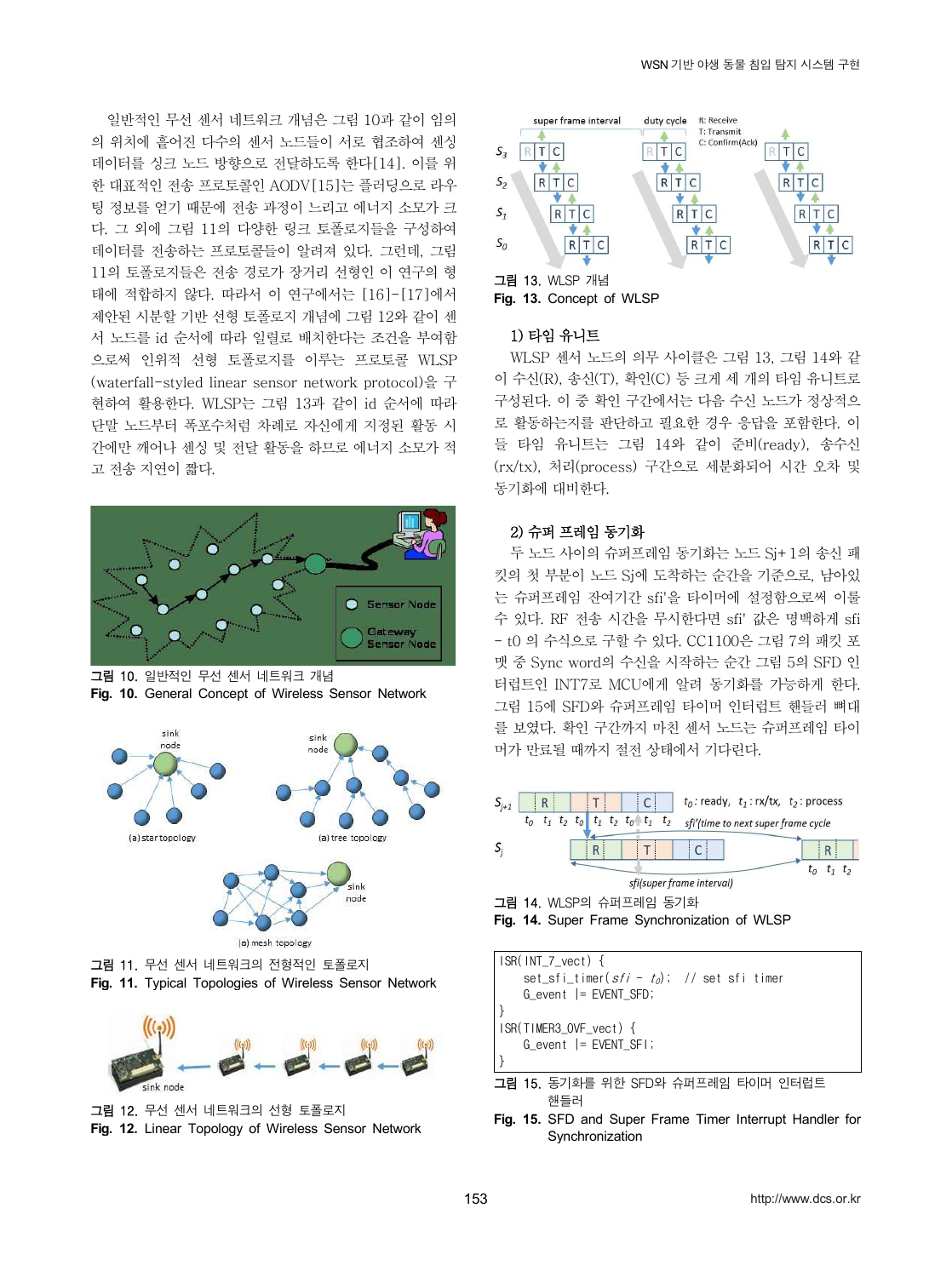일반적인 무선 센서 네트워크 개념은 그림 10과 같이 임의의 위치에 흩어진 다수의 센서 노드들이 서로 협조하여 센싱 데이터를 싱크 노드 방향으로 전달하도록 한다[14]. 이를 위한 대표적인 전송 프로토콜인 AODV[15]는 플러딩으로 라우팅 정보를 얻기 때문에 전송 과정이 느리고 에너지 소모가 크다. 그 외에 그림 11의 다양한 링크 토폴로지들을 구성하여 데이터를 전송하는 프로토콜들이 알려져 있다. 그런데, 그림 11의 토폴로지들은 전송 경로가 장거리 선형인 이 연구의 형태에 적합하지 않다. 따라서 이 연구에서는 [16]-[17]에서 제안된 시분할 기반 선형 토폴로지 개념에 그림 12와 같이 센서 노드를 id 순서에 따라 일렬로 배치한다는 조건을 부여함으로써 인위적 선형 토폴로지를 이루는 프로토콜 WLSP (waterfall-styled linear sensor network protocol)을 구현하여 활용한다. WLSP는 그림 13과 같이 id 순서에 따라 단말 노드부터 폭포수처럼 차례로 자신에게 지정된 활동 시간에만 깨어나 센싱 및 전달 활동을 하므로 에너지 소모가 적고 전송 지연이 짧다.

그림 10. 일반적인 무선 센서 네트워크 개념
**Fig. 10.** General Concept of Wireless Sensor Network

그림 11. 무선 센서 네트워크의 전형적인 토폴로지
**Fig. 11.** Typical Topologies of Wireless Sensor Network

그림 12. 무선 센서 네트워크의 선형 토폴로지
**Fig. 12.** Linear Topology of Wireless Sensor Network

그림 13. WLSP 개념
**Fig. 13.** Concept of WLSP

### 1) 타임 유니트

WLSP 센서 노드의 의무 사이클은 그림 13, 그림 14와 같이 수신(R), 송신(T), 확인(C) 등 크게 세 개의 타임 유니트로 구성된다. 이 중 확인 구간에서는 다음 수신 노드가 정상적으로 활동하는지를 판단하고 필요한 경우 응답을 포함한다. 이들 타임 유니트는 그림 14와 같이 준비(ready), 송수신(rx/tx), 처리(process) 구간으로 세분화되어 시간 오차 및 동기화에 대비한다.

### 2) 슈퍼 프레임 동기화

두 노드 사이의 슈퍼프레임 동기화는 노드 Sj+1의 송신 패킷의 첫 부분이 노드 Sj에 도착하는 순간을 기준으로, 남아있는 슈퍼프레임 잔여기간 sfi'을 타이머에 설정함으로써 이룰 수 있다. RF 전송 시간을 무시한다면 sfi' 값은 명백하게 sfi − t0 의 수식으로 구할 수 있다. CC1100은 그림 7의 패킷 포맷 중 Sync word의 수신을 시작하는 순간 그림 5의 SFD 인터럽트인 INT7로 MCU에게 알려 동기화를 가능하게 한다. 그림 15에 SFD와 슈퍼프레임 타이머 인터럽트 핸들러 뼈대를 보였다. 확인 구간까지 마친 센서 노드는 슈퍼프레임 타이머가 만료될 때까지 절전 상태에서 기다린다.

그림 14. WLSP의 슈퍼프레임 동기화
**Fig. 14.** Super Frame Synchronization of WLSP

```
ISR(INT_7_vect) {
    set_sfi_timer(sfi - t0);   // set sfi timer
    G_event |= EVENT_SFD;
}
ISR(TIMER3_OVF_vect) {
    G_event |= EVENT_SFI;
}
```

그림 15. 동기화를 위한 SFD와 슈퍼프레임 타이머 인터럽트 핸들러
**Fig. 15.** SFD and Super Frame Timer Interrupt Handler for Synchronization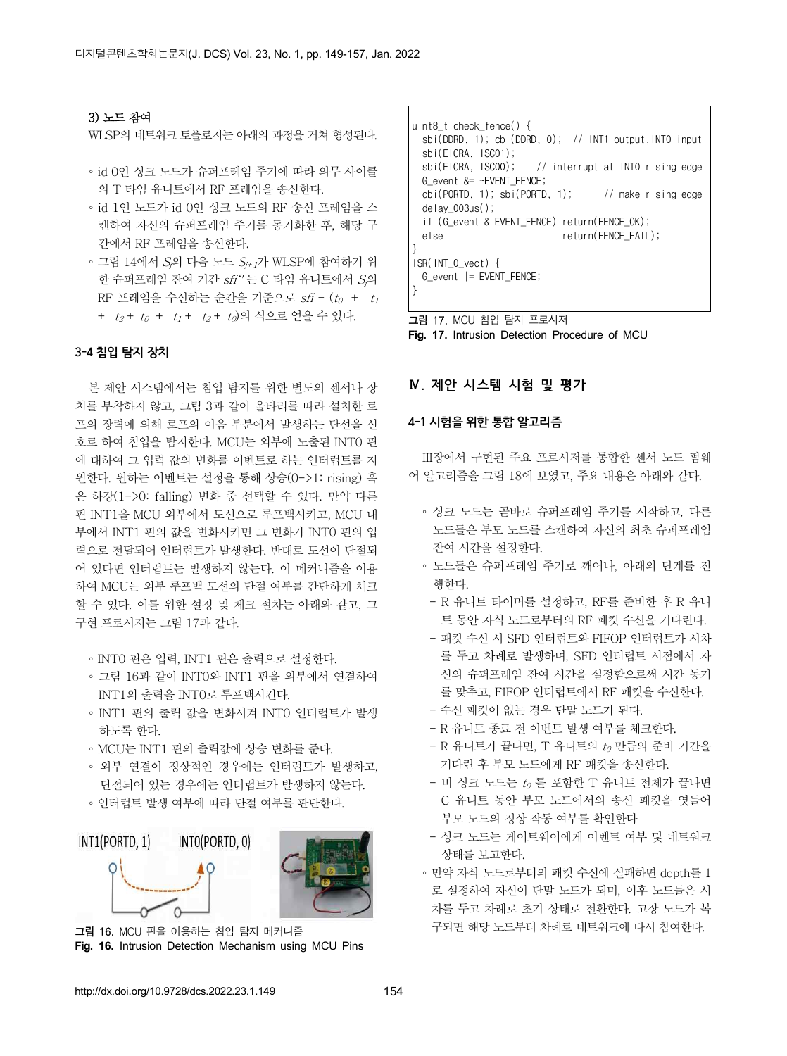### 3) 노드 참여

WLSP의 네트워크 토폴로지는 아래의 과정을 거쳐 형성된다.

- id 0인 싱크 노드가 슈퍼프레임 주기에 따라 의무 사이클의 T 타임 유니트에서 RF 프레임을 송신한다.
- id 1인 노드가 id 0인 싱크 노드의 RF 송신 프레임을 스캔하여 자신의 슈퍼프레임 주기를 동기화한 후, 해당 구간에서 RF 프레임을 송신한다.
- 그림 14에서 $S_j$의 다음 노드 $S_{j+1}$가 WLSP에 참여하기 위한 슈퍼프레임 잔여 기간 $sfi''$는 C 타임 유니트에서 $S_j$의 RF 프레임을 수신하는 순간을 기준으로 $sfi - (t_0 + t_1 + t_2 + t_0 + t_1 + t_2 + t_0)$의 식으로 얻을 수 있다.

## 3-4 침입 탐지 장치

본 제안 시스템에서는 침입 탐지를 위한 별도의 센서나 장치를 부착하지 않고, 그림 3과 같이 울타리를 따라 설치한 로프의 장력에 의해 로프의 이음 부분에서 발생하는 단선을 신호로 하여 침입을 탐지한다. MCU는 외부에 노출된 INT0 핀에 대하여 그 입력 값의 변화를 이벤트로 하는 인터럽트를 지원한다. 원하는 이벤트는 설정을 통해 상승(0->1: rising) 혹은 하강(1->0: falling) 변화 중 선택할 수 있다. 만약 다른 핀 INT1을 MCU 외부에서 도선으로 루프백시키고, MCU 내부에서 INT1 핀의 값을 변화시키면 그 변화가 INT0 핀의 입력으로 전달되어 인터럽트가 발생한다. 반대로 도선이 단절되어 있다면 인터럽트는 발생하지 않는다. 이 메커니즘을 이용하여 MCU는 외부 루프백 도선의 단절 여부를 간단하게 체크할 수 있다. 이를 위한 설정 및 체크 절차는 아래와 같고, 그 구현 프로시저는 그림 17과 같다.

- INT0 핀은 입력, INT1 핀은 출력으로 설정한다.
- 그림 16과 같이 INT0와 INT1 핀을 외부에서 연결하여 INT1의 출력을 INT0로 루프백시킨다.
- INT1 핀의 출력 값을 변화시켜 INT0 인터럽트가 발생하도록 한다.
- MCU는 INT1 핀의 출력값에 상승 변화를 준다.
- 외부 연결이 정상적인 경우에는 인터럽트가 발생하고, 단절되어 있는 경우에는 인터럽트가 발생하지 않는다.
- 인터럽트 발생 여부에 따라 단절 여부를 판단한다.

INT1(PORTD, 1)　　INT0(PORTD, 0)

그림 16. MCU 핀을 이용하는 침입 탐지 메커니즘
Fig. 16. Intrusion Detection Mechanism using MCU Pins

```
uint8_t check_fence() {
  sbi(DDRD, 1); cbi(DDRD, 0);  // INT1 output,INT0 input
  sbi(EICRA, ISC01);
  sbi(EICRA, ISC00);     // interrupt at INT0 rising edge
  G_event &= ~EVENT_FENCE;
  cbi(PORTD, 1); sbi(PORTD, 1);       // make rising edge
  delay_003us();
  if (G_event & EVENT_FENCE) return(FENCE_OK);
  else                       return(FENCE_FAIL);
}
ISR(INT_0_vect) {
  G_event |= EVENT_FENCE;
}
```

그림 17. MCU 침입 탐지 프로시저
Fig. 17. Intrusion Detection Procedure of MCU

## Ⅳ. 제안 시스템 시험 및 평가

## 4-1 시험을 위한 통합 알고리즘

Ⅲ장에서 구현된 주요 프로시저를 통합한 센서 노드 펌웨어 알고리즘을 그림 18에 보였고, 주요 내용은 아래와 같다.

- 싱크 노드는 곧바로 슈퍼프레임 주기를 시작하고, 다른 노드들은 부모 노드를 스캔하여 자신의 최초 슈퍼프레임 잔여 시간을 설정한다.
- 노드들은 슈퍼프레임 주기로 깨어나, 아래의 단계를 진행한다.
  - R 유니트 타이머를 설정하고, RF를 준비한 후 R 유니트 동안 자식 노드로부터의 RF 패킷 수신을 기다린다.
  - 패킷 수신 시 SFD 인터럽트와 FIFOP 인터럽트가 시차를 두고 차례로 발생하며, SFD 인터럽트 시점에서 자신의 슈퍼프레임 잔여 시간을 설정함으로써 시간 동기를 맞추고, FIFOP 인터럽트에서 RF 패킷을 수신한다.
  - 수신 패킷이 없는 경우 단말 노드가 된다.
  - R 유니트 종료 전 이벤트 발생 여부를 체크한다.
  - R 유니트가 끝나면, T 유니트의 $t_0$ 만큼의 준비 기간을 기다린 후 부모 노드에게 RF 패킷을 송신한다.
  - 비 싱크 노드는 $t_0$ 를 포함한 T 유니트 전체가 끝나면 C 유니트 동안 부모 노드에서의 송신 패킷을 엿들어 부모 노드의 정상 작동 여부를 확인한다
  - 싱크 노드는 게이트웨이에게 이벤트 여부 및 네트워크 상태를 보고한다.
- 만약 자식 노드로부터의 패킷 수신에 실패하면 depth를 1로 설정하여 자신이 단말 노드가 되며, 이후 노드들은 시차를 두고 차례로 초기 상태로 전환한다. 고장 노드가 복구되면 해당 노드부터 차례로 네트워크에 다시 참여한다.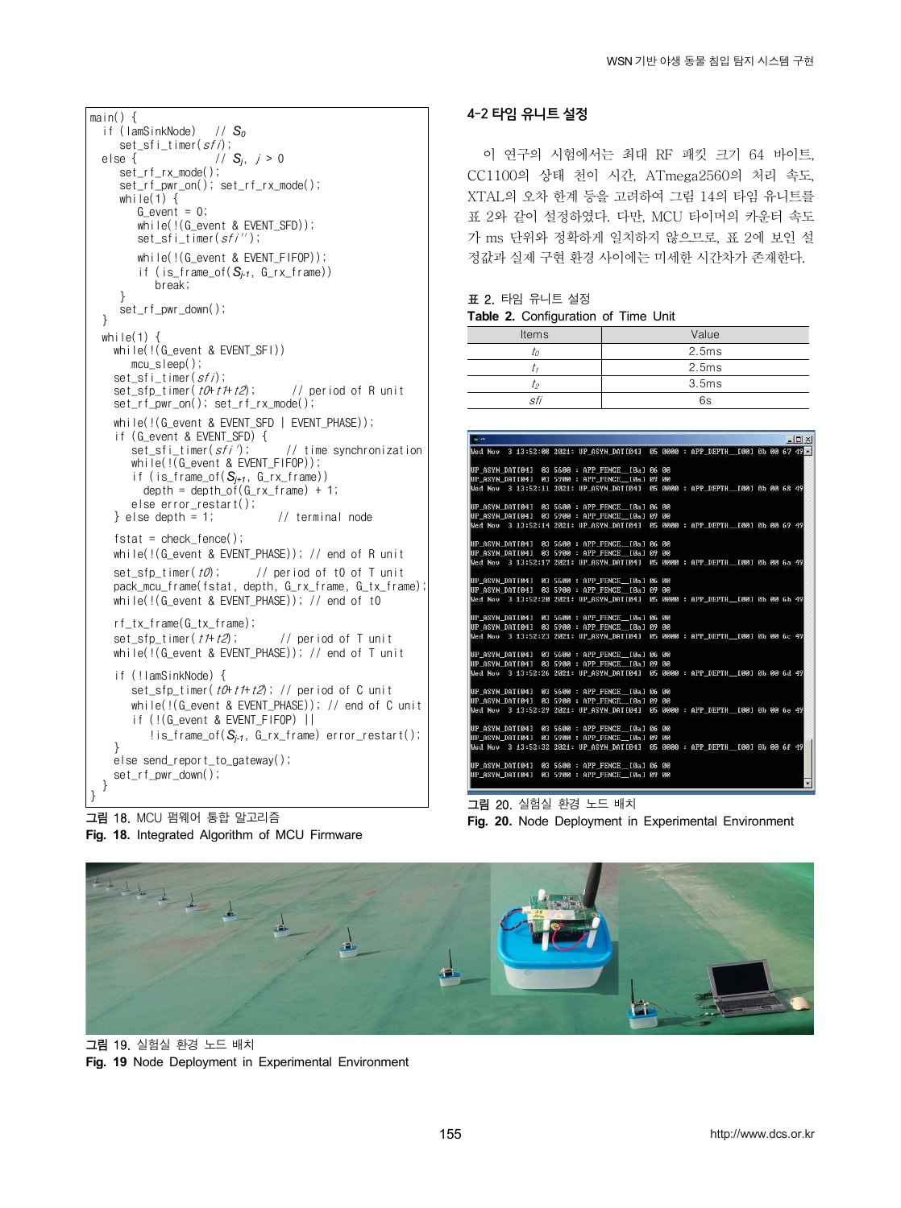```
main() {
  if (IamSinkNode)    // S0
     set_sfi_timer(sfi);
  else {              // Si, i > 0
     set_rf_rx_mode();
     set_rf_pwr_on(); set_rf_rx_mode();
     while(1) {
        G_event = 0;
        while(!(G_event & EVENT_SFD));
        set_sfi_timer(sfi'');

        while(!(G_event & EVENT_FIFOP));
        if (is_frame_of(Si-1, G_rx_frame))
           break;
     }
     set_rf_pwr_down();
  }
  while(1) {
    while(!(G_event & EVENT_SFI))
       mcu_sleep();
    set_sfi_timer(sfi);
    set_sfp_timer(t0+t1+t2);        // period of R unit
    set_rf_pwr_on(); set_rf_rx_mode();

    while(!(G_event & EVENT_SFD | EVENT_PHASE));
    if (G_event & EVENT_SFD) {
       set_sfi_timer(sfi');        // time synchronization
       while(!(G_event & EVENT_FIFOP));
       if (is_frame_of(Si+1, G_rx_frame))
         depth = depth_of(G_rx_frame) + 1;
       else error_restart();
    } else depth = 1;             // terminal node

    fstat = check_fence();
    while(!(G_event & EVENT_PHASE)); // end of R unit

    set_sfp_timer(t0);       // period of t0 of T unit
    pack_mcu_frame(fstat, depth, G_rx_frame, G_tx_frame);
    while(!(G_event & EVENT_PHASE)); // end of t0

    rf_tx_frame(G_tx_frame);
    set_sfp_timer(t1+t2);         // period of T unit
    while(!(G_event & EVENT_PHASE)); // end of T unit

    if (!IamSinkNode) {
       set_sfp_timer(t0+t1+t2); // period of C unit
       while(!(G_event & EVENT_PHASE)); // end of C unit
       if (!(G_event & EVENT_FIFOP) ||
          !is_frame_of(Si-1, G_rx_frame) error_restart();
    }
    else send_report_to_gateway();
    set_rf_pwr_down();
  }
}
```

**그림 18.** MCU 펌웨어 통합 알고리즘
**Fig. 18.** Integrated Algorithm of MCU Firmware

### 4-2 타임 유니트 설정

이 연구의 시험에서는 최대 RF 패킷 크기 64 바이트, CC1100의 상태 천이 시간, ATmega2560의 처리 속도, XTAL의 오차 한계 등을 고려하여 그림 14의 타임 유니트를 표 2와 같이 설정하였다. 다만, MCU 타이머의 카운터 속도가 ms 단위와 정확하게 일치하지 않으므로, 표 2에 보인 설정값과 실제 구현 환경 사이에는 미세한 시간차가 존재한다.

표 2. 타임 유니트 설정
**Table 2.** Configuration of Time Unit

| Items | Value |
| --- | --- |
| $t_0$ | 2.5ms |
| $t_1$ | 2.5ms |
| $t_2$ | 3.5ms |
| *sfi* | 6s |

**그림 20.** 실험실 환경 노드 배치
**Fig. 20.** Node Deployment in Experimental Environment

**그림 19.** 실험실 환경 노드 배치
**Fig. 19** Node Deployment in Experimental Environment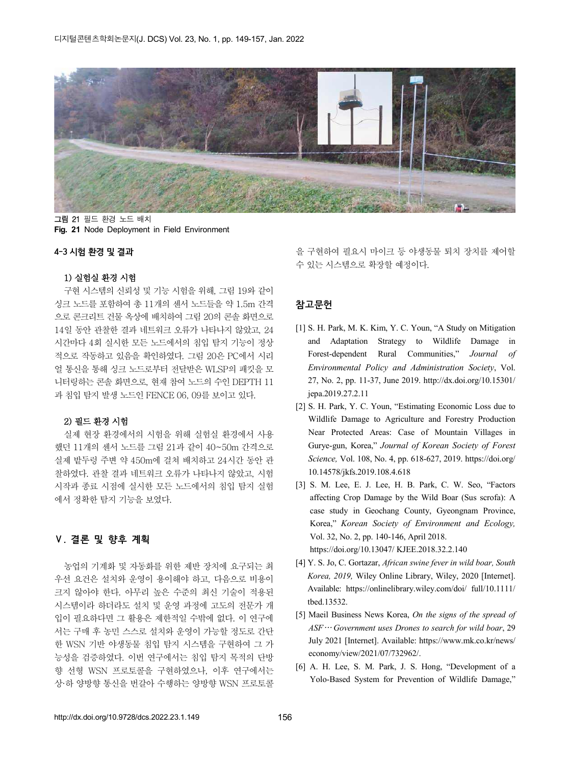그림 21 필드 환경 노드 배치
**Fig. 21** Node Deployment in Field Environment

#### 4-3 시험 환경 및 결과

##### 1) 실험실 환경 시험

구현 시스템의 신뢰성 및 기능 시험을 위해, 그림 19와 같이 싱크 노드를 포함하여 총 11개의 센서 노드들을 약 1.5m 간격으로 콘크리트 건물 옥상에 배치하여 그림 20의 콘솔 화면으로 14일 동안 관찰한 결과 네트워크 오류가 나타나지 않았고, 24시간마다 4회 실시한 모든 노드에서의 침입 탐지 기능이 정상적으로 작동하고 있음을 확인하였다. 그림 20은 PC에서 시리얼 통신을 통해 싱크 노드로부터 전달받은 WLSP의 패킷을 모니터링하는 콘솔 화면으로, 현재 참여 노드의 수인 DEPTH 11과 침입 탐지 발생 노드인 FENCE 06, 09를 보이고 있다.

##### 2) 필드 환경 시험

실제 현장 환경에서의 시험을 위해 실험실 환경에서 사용했던 11개의 센서 노드를 그림 21과 같이 40~50m 간격으로 실제 밭두렁 주변 약 450m에 걸쳐 배치하고 24시간 동안 관찰하였다. 관찰 결과 네트워크 오류가 나타나지 않았고, 시험 시작과 종료 시점에 실시한 모든 노드에서의 침입 탐지 실험에서 정확한 탐지 기능을 보였다.

## Ⅴ. 결론 및 향후 계획

농업의 기계화 및 자동화를 위한 제반 장치에 요구되는 최우선 요건은 설치와 운영이 용이해야 하고, 다음으로 비용이 크지 않아야 한다. 아무리 높은 수준의 최신 기술이 적용된 시스템이라 하더라도 설치 및 운영 과정에 고도의 전문가 개입이 필요하다면 그 활용은 제한적일 수밖에 없다. 이 연구에서는 구매 후 농민 스스로 설치와 운영이 가능할 정도로 간단한 WSN 기반 야생동물 침입 탐지 시스템을 구현하여 그 가능성을 검증하였다. 이번 연구에서는 침입 탐지 목적의 단방향 선형 WSN 프로토콜을 구현하였으나, 이후 연구에서는 상·하 양방향 통신을 번갈아 수행하는 양방향 WSN 프로토콜을 구현하여 필요시 마이크 등 야생동물 퇴치 장치를 제어할 수 있는 시스템으로 확장할 예정이다.

## 참고문헌

[1] S. H. Park, M. K. Kim, Y. C. Youn, "A Study on Mitigation and Adaptation Strategy to Wildlife Damage in Forest-dependent Rural Communities," *Journal of Environmental Policy and Administration Society*, Vol. 27, No. 2, pp. 11-37, June 2019. http://dx.doi.org/10.15301/jepa.2019.27.2.11

[2] S. H. Park, Y. C. Youn, "Estimating Economic Loss due to Wildlife Damage to Agriculture and Forestry Production Near Protected Areas: Case of Mountain Villages in Gurye-gun, Korea," *Journal of Korean Society of Forest Science,* Vol. 108, No. 4, pp. 618-627, 2019. https://doi.org/10.14578/jkfs.2019.108.4.618

[3] S. M. Lee, E. J. Lee, H. B. Park, C. W. Seo, "Factors affecting Crop Damage by the Wild Boar (Sus scrofa): A case study in Geochang County, Gyeongnam Province, Korea," *Korean Society of Environment and Ecology,* Vol. 32, No. 2, pp. 140-146, April 2018. https://doi.org/10.13047/ KJEE.2018.32.2.140

[4] Y. S. Jo, C. Gortazar, *African swine fever in wild boar, South Korea, 2019,* Wiley Online Library, Wiley, 2020 [Internet]. Available: https://onlinelibrary.wiley.com/doi/ full/10.1111/tbed.13532.

[5] Maeil Business News Korea, *On the signs of the spread of ASF… Government uses Drones to search for wild boar*, 29 July 2021 [Internet]. Available: https://www.mk.co.kr/news/economy/view/2021/07/732962/.

[6] A. H. Lee, S. M. Park, J. S. Hong, "Development of a Yolo-Based System for Prevention of Wildlife Damage,"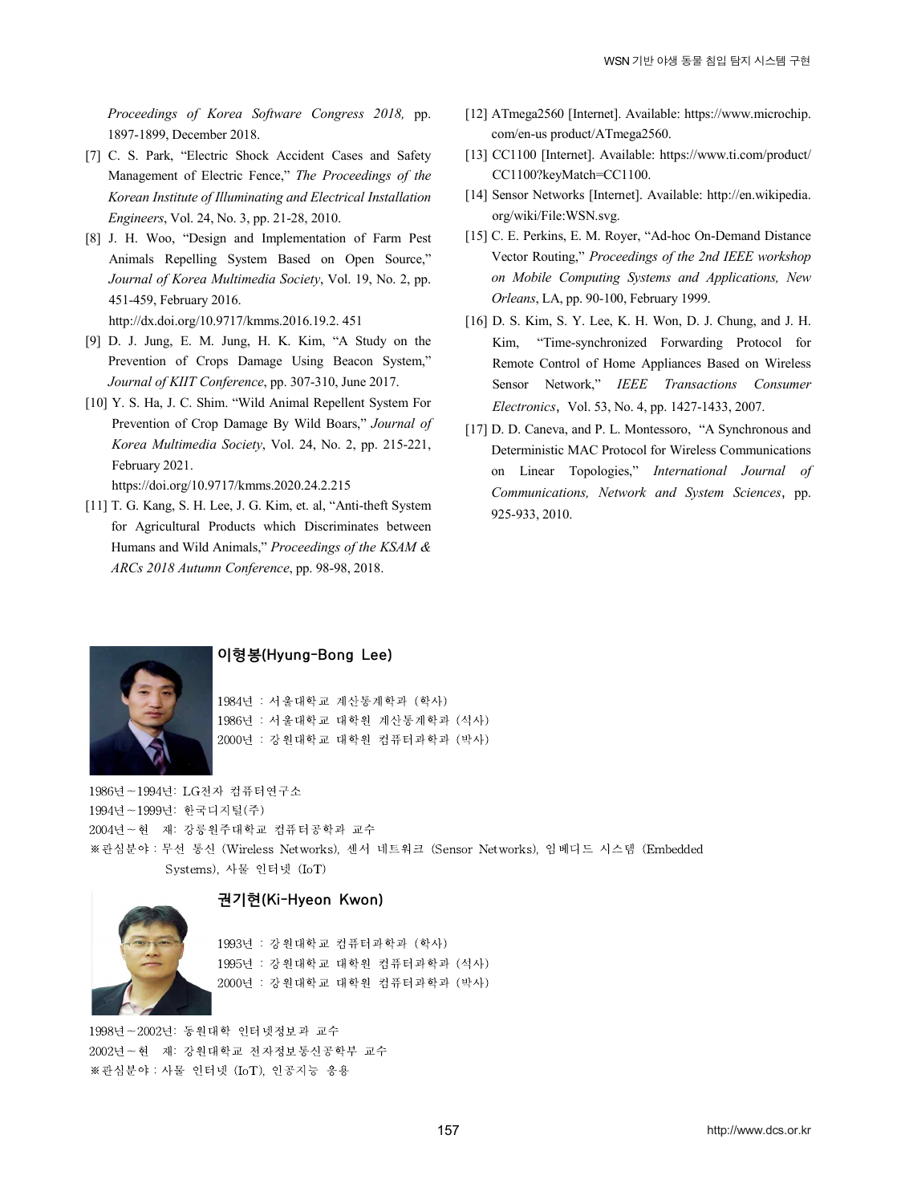*Proceedings of Korea Software Congress 2018,* pp. 1897-1899, December 2018.

[7] C. S. Park, "Electric Shock Accident Cases and Safety Management of Electric Fence," *The Proceedings of the Korean Institute of Illuminating and Electrical Installation Engineers*, Vol. 24, No. 3, pp. 21-28, 2010.

[8] J. H. Woo, "Design and Implementation of Farm Pest Animals Repelling System Based on Open Source," *Journal of Korea Multimedia Society*, Vol. 19, No. 2, pp. 451-459, February 2016. http://dx.doi.org/10.9717/kmms.2016.19.2. 451

[9] D. J. Jung, E. M. Jung, H. K. Kim, "A Study on the Prevention of Crops Damage Using Beacon System," *Journal of KIIT Conference*, pp. 307-310, June 2017.

[10] Y. S. Ha, J. C. Shim. "Wild Animal Repellent System For Prevention of Crop Damage By Wild Boars," *Journal of Korea Multimedia Society*, Vol. 24, No. 2, pp. 215-221, February 2021. https://doi.org/10.9717/kmms.2020.24.2.215

[11] T. G. Kang, S. H. Lee, J. G. Kim, et. al, "Anti-theft System for Agricultural Products which Discriminates between Humans and Wild Animals," *Proceedings of the KSAM & ARCs 2018 Autumn Conference*, pp. 98-98, 2018.

[12] ATmega2560 [Internet]. Available: https://www.microchip.com/en-us product/ATmega2560.

[13] CC1100 [Internet]. Available: https://www.ti.com/product/CC1100?keyMatch=CC1100.

[14] Sensor Networks [Internet]. Available: http://en.wikipedia.org/wiki/File:WSN.svg.

[15] C. E. Perkins, E. M. Royer, "Ad-hoc On-Demand Distance Vector Routing," *Proceedings of the 2nd IEEE workshop on Mobile Computing Systems and Applications, New Orleans*, LA, pp. 90-100, February 1999.

[16] D. S. Kim, S. Y. Lee, K. H. Won, D. J. Chung, and J. H. Kim, "Time-synchronized Forwarding Protocol for Remote Control of Home Appliances Based on Wireless Sensor Network," *IEEE Transactions Consumer Electronics*, Vol. 53, No. 4, pp. 1427-1433, 2007.

[17] D. D. Caneva, and P. L. Montessoro, "A Synchronous and Deterministic MAC Protocol for Wireless Communications on Linear Topologies," *International Journal of Communications, Network and System Sciences*, pp. 925-933, 2010.

**이형봉(Hyung-Bong Lee)**

1984년 : 서울대학교 계산통계학과 (학사)
1986년 : 서울대학교 대학원 계산통계학과 (석사)
2000년 : 강원대학교 대학원 컴퓨터과학과 (박사)

1986년~1994년: LG전자 컴퓨터연구소
1994년~1999년: 한국디지털(주)
2004년~현 재: 강릉원주대학교 컴퓨터공학과 교수
※관심분야 : 무선 통신 (Wireless Networks), 센서 네트워크 (Sensor Networks), 임베디드 시스템 (Embedded Systems), 사물 인터넷 (IoT)

**권기현(Ki-Hyeon Kwon)**

1993년 : 강원대학교 컴퓨터과학과 (학사)
1995년 : 강원대학교 대학원 컴퓨터과학과 (석사)
2000년 : 강원대학교 대학원 컴퓨터과학과 (박사)

1998년~2002년: 동원대학 인터넷정보과 교수
2002년~현 재: 강원대학교 전자정보통신공학부 교수
※관심분야 : 사물 인터넷 (IoT), 인공지능 응용